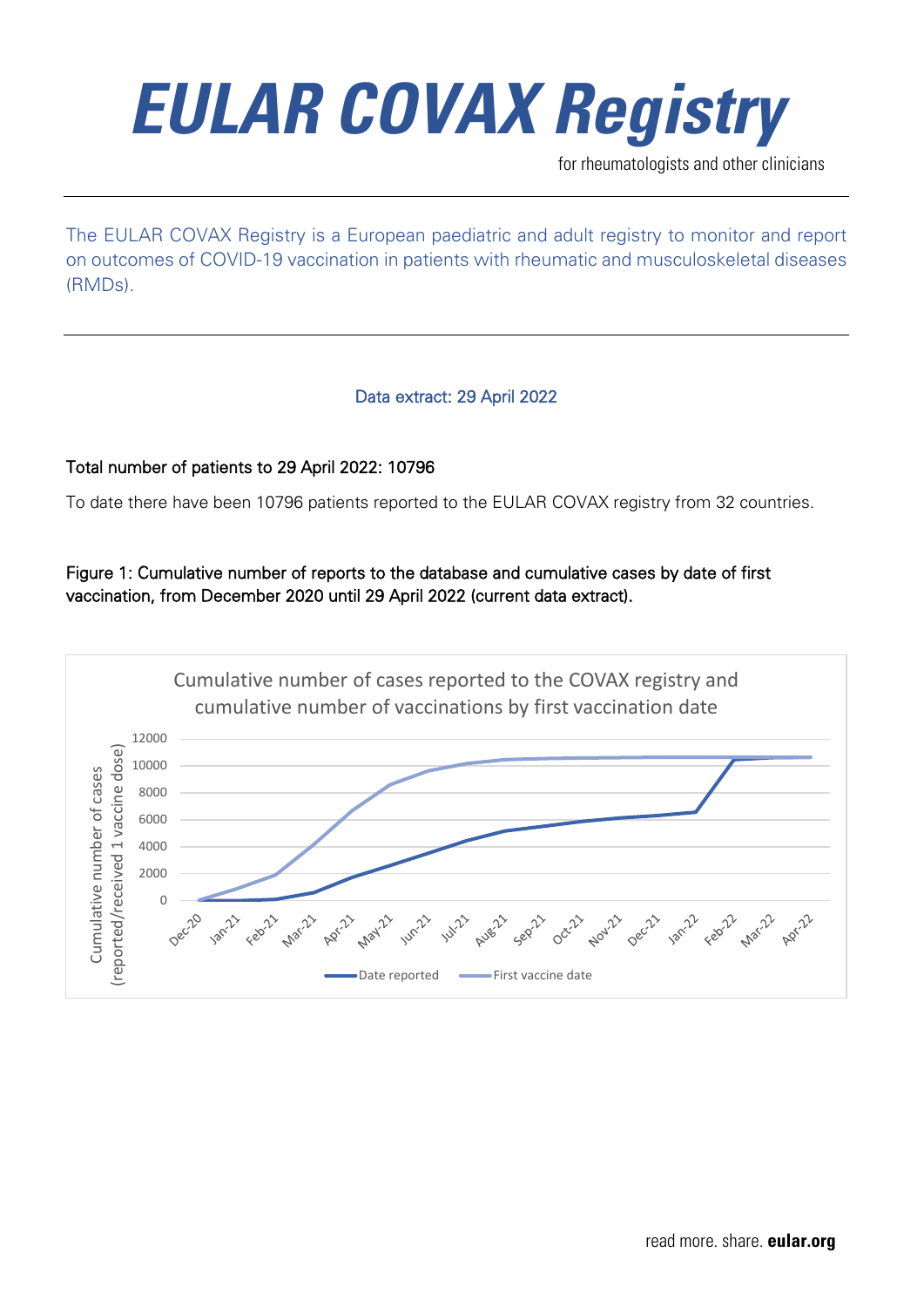# EULAR COVAX Registry

for rheumatologists and other clinicians

---

The EULAR COVAX Registry is a European paediatric and adult registry to monitor and report on outcomes of COVID-19 vaccination in patients with rheumatic and musculoskeletal diseases (RMDs).

---

Data extract: 29 April 2022

**Total number of patients to 29 April 2022: 10796**

To date there have been 10796 patients reported to the EULAR COVAX registry from 32 countries.

**Figure 1: Cumulative number of reports to the database and cumulative cases by date of first vaccination, from December 2020 until 29 April 2022 (current data extract).**

Cumulative number of cases reported to the COVAX registry and cumulative number of vaccinations by first vaccination date

Y-axis: Cumulative number of cases (reported/received 1 vaccine dose) — 0, 2000, 4000, 6000, 8000, 10000, 12000

X-axis: Dec-20, Jan-21, Feb-21, Mar-21, Apr-21, May-21, Jun-21, Jul-21, Aug-21, Sep-21, Oct-21, Nov-21, Dec-21, Jan-22, Feb-22, Mar-22, Apr-22

Legend: Date reported; First vaccine date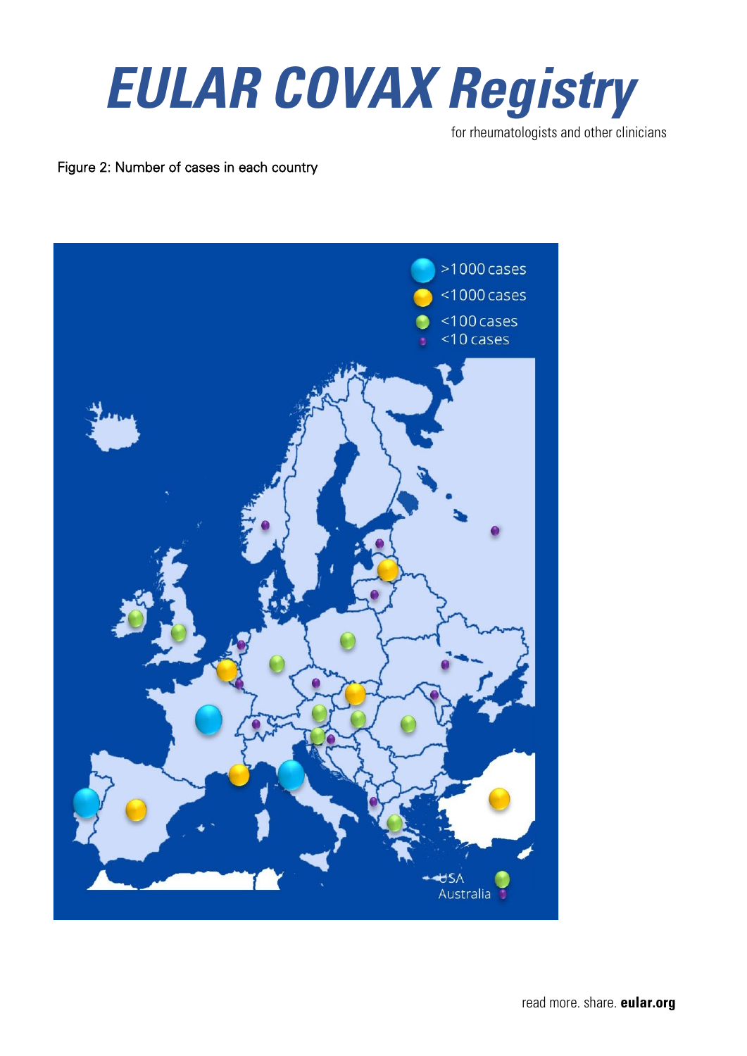# EULAR COVAX Registry

for rheumatologists and other clinicians

Figure 2: Number of cases in each country

>1000 cases
<1000 cases
<100 cases
<10 cases

USA
Australia

read more. share. **eular.org**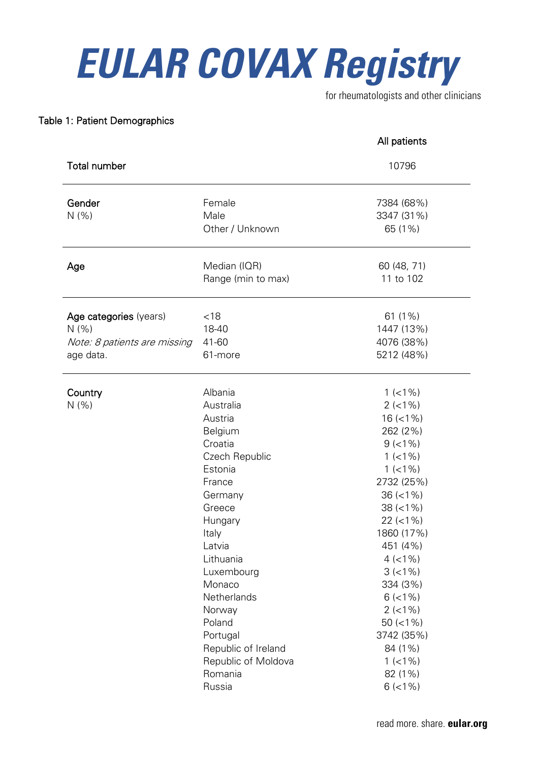# EULAR COVAX Registry

for rheumatologists and other clinicians

Table 1: Patient Demographics

| | | All patients |
|---|---|---|
| **Total number** | | 10796 |
| **Gender** N (%) | Female | 7384 (68%) |
| | Male | 3347 (31%) |
| | Other / Unknown | 65 (1%) |
| **Age** | Median (IQR) | 60 (48, 71) |
| | Range (min to max) | 11 to 102 |
| **Age categories** (years) N (%) *Note: 8 patients are missing* age data. | <18 | 61 (1%) |
| | 18-40 | 1447 (13%) |
| | 41-60 | 4076 (38%) |
| | 61-more | 5212 (48%) |
| **Country** N (%) | Albania | 1 (<1%) |
| | Australia | 2 (<1%) |
| | Austria | 16 (<1%) |
| | Belgium | 262 (2%) |
| | Croatia | 9 (<1%) |
| | Czech Republic | 1 (<1%) |
| | Estonia | 1 (<1%) |
| | France | 2732 (25%) |
| | Germany | 36 (<1%) |
| | Greece | 38 (<1%) |
| | Hungary | 22 (<1%) |
| | Italy | 1860 (17%) |
| | Latvia | 451 (4%) |
| | Lithuania | 4 (<1%) |
| | Luxembourg | 3 (<1%) |
| | Monaco | 334 (3%) |
| | Netherlands | 6 (<1%) |
| | Norway | 2 (<1%) |
| | Poland | 50 (<1%) |
| | Portugal | 3742 (35%) |
| | Republic of Ireland | 84 (1%) |
| | Republic of Moldova | 1 (<1%) |
| | Romania | 82 (1%) |
| | Russia | 6 (<1%) |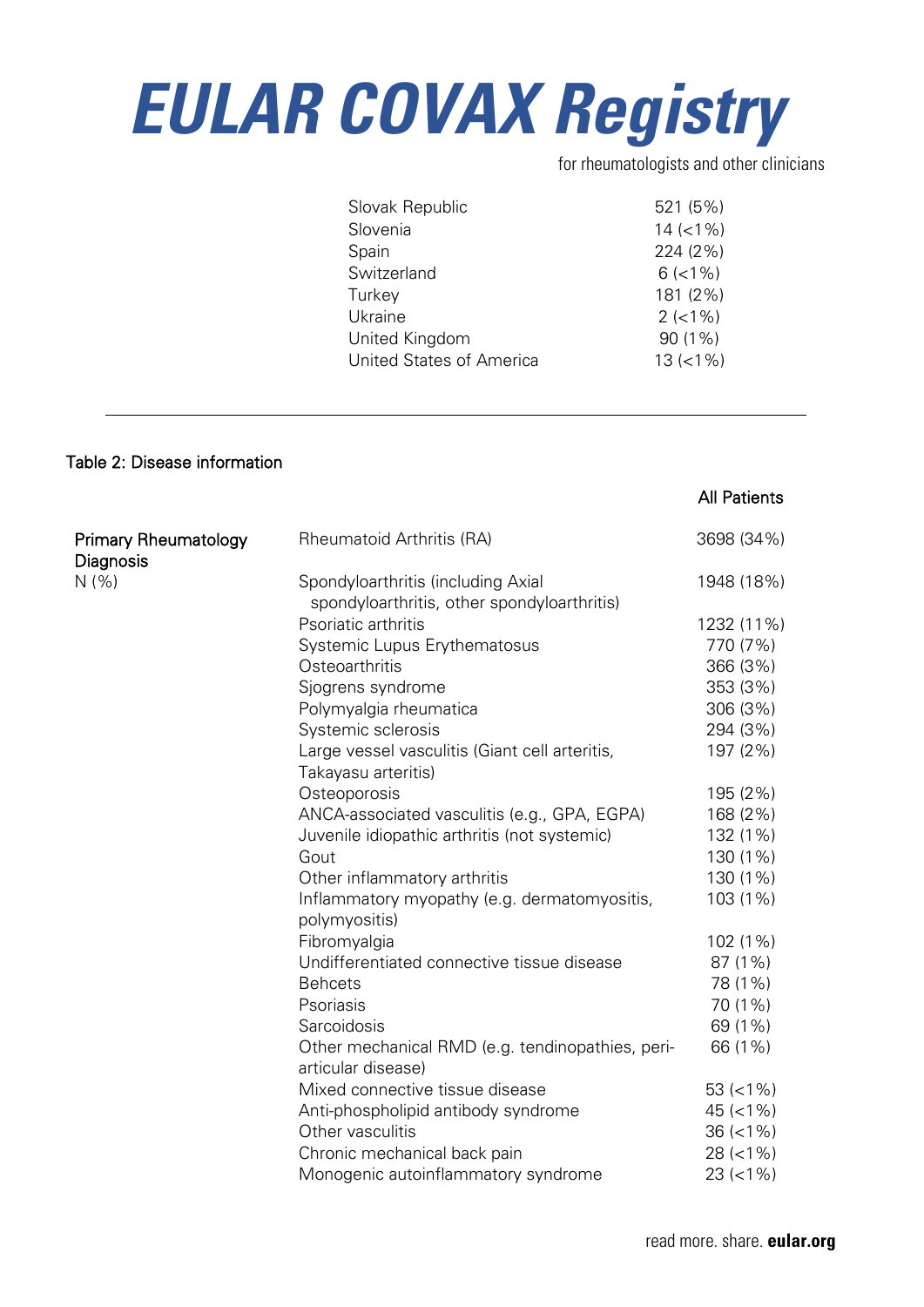| | |
|---|---|
| Slovak Republic | 521 (5%) |
| Slovenia | 14 (<1%) |
| Spain | 224 (2%) |
| Switzerland | 6 (<1%) |
| Turkey | 181 (2%) |
| Ukraine | 2 (<1%) |
| United Kingdom | 90 (1%) |
| United States of America | 13 (<1%) |

---

Table 2: Disease information

| | | All Patients |
|---|---|---|
| Primary Rheumatology Diagnosis N (%) | Rheumatoid Arthritis (RA) | 3698 (34%) |
| | Spondyloarthritis (including Axial spondyloarthritis, other spondyloarthritis) | 1948 (18%) |
| | Psoriatic arthritis | 1232 (11%) |
| | Systemic Lupus Erythematosus | 770 (7%) |
| | Osteoarthritis | 366 (3%) |
| | Sjogrens syndrome | 353 (3%) |
| | Polymyalgia rheumatica | 306 (3%) |
| | Systemic sclerosis | 294 (3%) |
| | Large vessel vasculitis (Giant cell arteritis, Takayasu arteritis) | 197 (2%) |
| | Osteoporosis | 195 (2%) |
| | ANCA-associated vasculitis (e.g., GPA, EGPA) | 168 (2%) |
| | Juvenile idiopathic arthritis (not systemic) | 132 (1%) |
| | Gout | 130 (1%) |
| | Other inflammatory arthritis | 130 (1%) |
| | Inflammatory myopathy (e.g. dermatomyositis, polymyositis) | 103 (1%) |
| | Fibromyalgia | 102 (1%) |
| | Undifferentiated connective tissue disease | 87 (1%) |
| | Behcets | 78 (1%) |
| | Psoriasis | 70 (1%) |
| | Sarcoidosis | 69 (1%) |
| | Other mechanical RMD (e.g. tendinopathies, peri-articular disease) | 66 (1%) |
| | Mixed connective tissue disease | 53 (<1%) |
| | Anti-phospholipid antibody syndrome | 45 (<1%) |
| | Other vasculitis | 36 (<1%) |
| | Chronic mechanical back pain | 28 (<1%) |
| | Monogenic autoinflammatory syndrome | 23 (<1%) |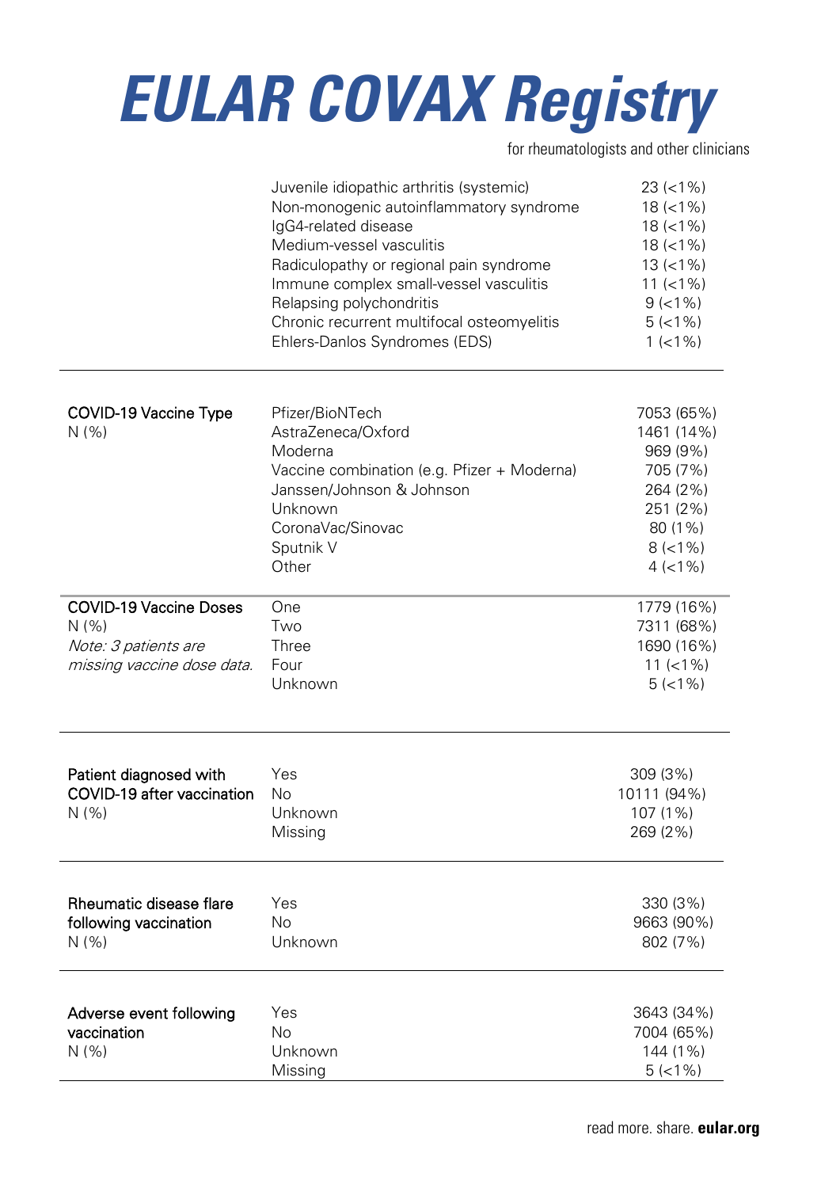# EULAR COVAX Registry

for rheumatologists and other clinicians

| | | |
|---|---|---|
| | Juvenile idiopathic arthritis (systemic) | 23 (<1%) |
| | Non-monogenic autoinflammatory syndrome | 18 (<1%) |
| | IgG4-related disease | 18 (<1%) |
| | Medium-vessel vasculitis | 18 (<1%) |
| | Radiculopathy or regional pain syndrome | 13 (<1%) |
| | Immune complex small-vessel vasculitis | 11 (<1%) |
| | Relapsing polychondritis | 9 (<1%) |
| | Chronic recurrent multifocal osteomyelitis | 5 (<1%) |
| | Ehlers-Danlos Syndromes (EDS) | 1 (<1%) |
| **COVID-19 Vaccine Type** N (%) | Pfizer/BioNTech | 7053 (65%) |
| | AstraZeneca/Oxford | 1461 (14%) |
| | Moderna | 969 (9%) |
| | Vaccine combination (e.g. Pfizer + Moderna) | 705 (7%) |
| | Janssen/Johnson & Johnson | 264 (2%) |
| | Unknown | 251 (2%) |
| | CoronaVac/Sinovac | 80 (1%) |
| | Sputnik V | 8 (<1%) |
| | Other | 4 (<1%) |
| **COVID-19 Vaccine Doses** N (%) *Note: 3 patients are missing vaccine dose data.* | One | 1779 (16%) |
| | Two | 7311 (68%) |
| | Three | 1690 (16%) |
| | Four | 11 (<1%) |
| | Unknown | 5 (<1%) |
| **Patient diagnosed with COVID-19 after vaccination** N (%) | Yes | 309 (3%) |
| | No | 10111 (94%) |
| | Unknown | 107 (1%) |
| | Missing | 269 (2%) |
| **Rheumatic disease flare following vaccination** N (%) | Yes | 330 (3%) |
| | No | 9663 (90%) |
| | Unknown | 802 (7%) |
| **Adverse event following vaccination** N (%) | Yes | 3643 (34%) |
| | No | 7004 (65%) |
| | Unknown | 144 (1%) |
| | Missing | 5 (<1%) |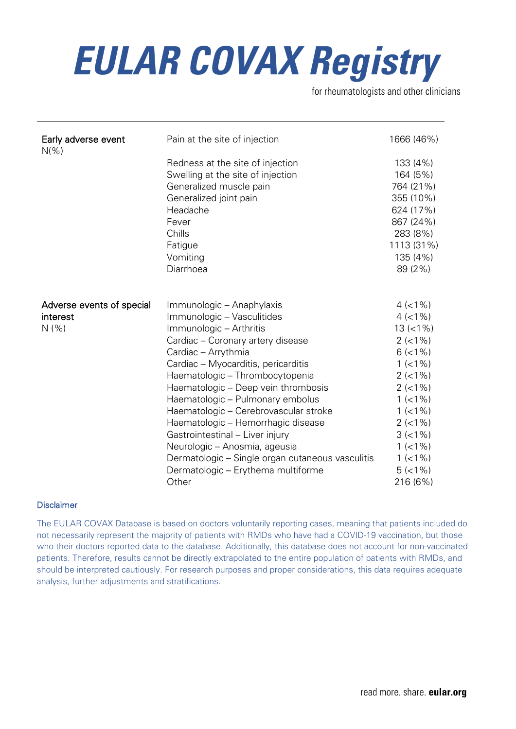# EULAR COVAX Registry

for rheumatologists and other clinicians

| | | |
|---|---|---|
| Early adverse event N(%) | Pain at the site of injection | 1666 (46%) |
| | Redness at the site of injection | 133 (4%) |
| | Swelling at the site of injection | 164 (5%) |
| | Generalized muscle pain | 764 (21%) |
| | Generalized joint pain | 355 (10%) |
| | Headache | 624 (17%) |
| | Fever | 867 (24%) |
| | Chills | 283 (8%) |
| | Fatigue | 1113 (31%) |
| | Vomiting | 135 (4%) |
| | Diarrhoea | 89 (2%) |
| Adverse events of special interest N (%) | Immunologic – Anaphylaxis | 4 (<1%) |
| | Immunologic – Vasculitides | 4 (<1%) |
| | Immunologic – Arthritis | 13 (<1%) |
| | Cardiac – Coronary artery disease | 2 (<1%) |
| | Cardiac – Arrythmia | 6 (<1%) |
| | Cardiac – Myocarditis, pericarditis | 1 (<1%) |
| | Haematologic – Thrombocytopenia | 2 (<1%) |
| | Haematologic – Deep vein thrombosis | 2 (<1%) |
| | Haematologic – Pulmonary embolus | 1 (<1%) |
| | Haematologic – Cerebrovascular stroke | 1 (<1%) |
| | Haematologic – Hemorrhagic disease | 2 (<1%) |
| | Gastrointestinal – Liver injury | 3 (<1%) |
| | Neurologic – Anosmia, ageusia | 1 (<1%) |
| | Dermatologic – Single organ cutaneous vasculitis | 1 (<1%) |
| | Dermatologic – Erythema multiforme | 5 (<1%) |
| | Other | 216 (6%) |

### Disclaimer

The EULAR COVAX Database is based on doctors voluntarily reporting cases, meaning that patients included do not necessarily represent the majority of patients with RMDs who have had a COVID-19 vaccination, but those who their doctors reported data to the database. Additionally, this database does not account for non-vaccinated patients. Therefore, results cannot be directly extrapolated to the entire population of patients with RMDs, and should be interpreted cautiously. For research purposes and proper considerations, this data requires adequate analysis, further adjustments and stratifications.

read more. share. **eular.org**